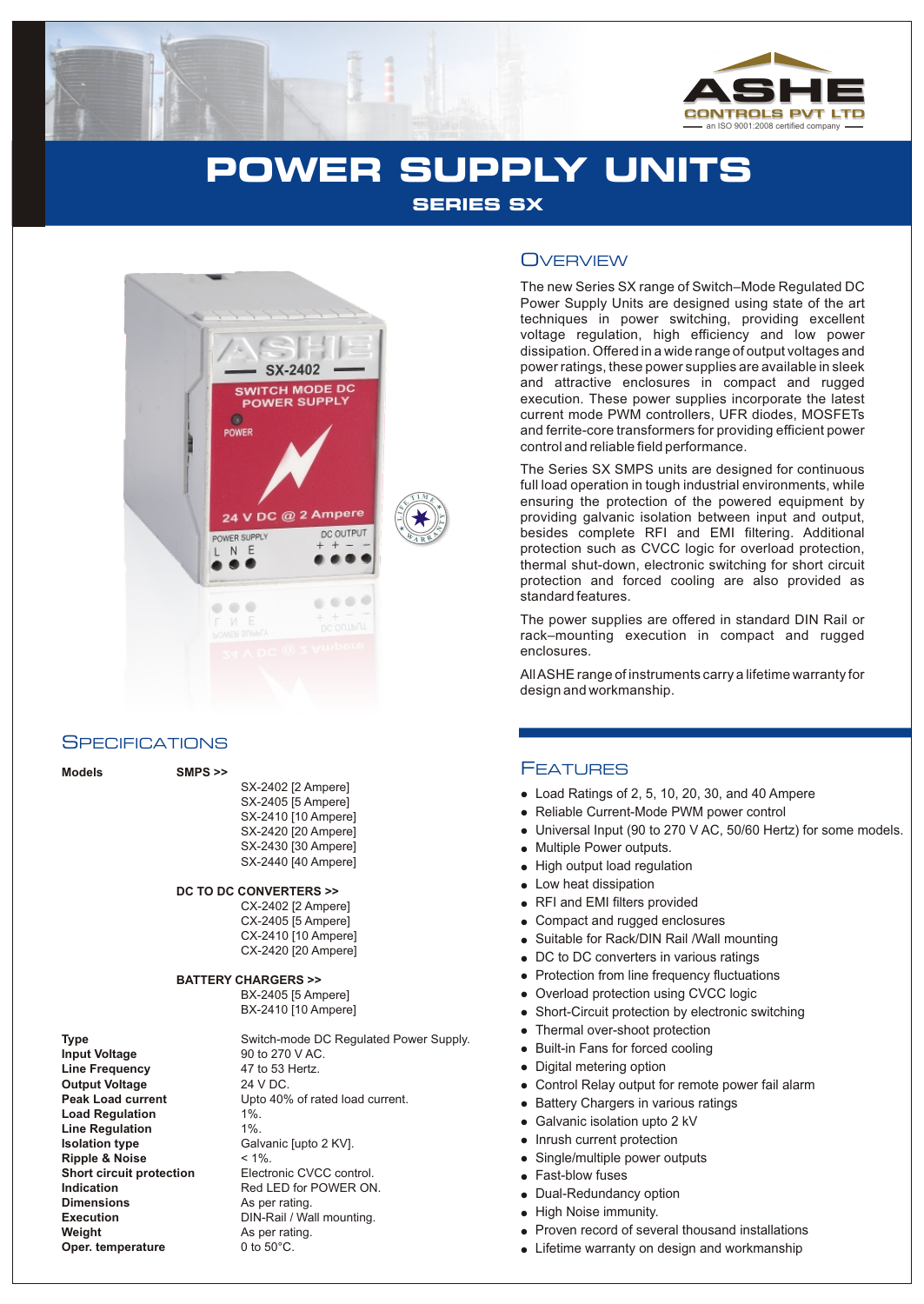ASHE CONTROLS PVT LTD
an ISO 9001:2008 certified company

# POWER SUPPLY UNITS

## SERIES SX

## Overview

The new Series SX range of Switch–Mode Regulated DC Power Supply Units are designed using state of the art techniques in power switching, providing excellent voltage regulation, high efficiency and low power dissipation. Offered in a wide range of output voltages and power ratings, these power supplies are available in sleek and attractive enclosures in compact and rugged execution. These power supplies incorporate the latest current mode PWM controllers, UFR diodes, MOSFETs and ferrite-core transformers for providing efficient power control and reliable field performance.

The Series SX SMPS units are designed for continuous full load operation in tough industrial environments, while ensuring the protection of the powered equipment by providing galvanic isolation between input and output, besides complete RFI and EMI filtering. Additional protection such as CVCC logic for overload protection, thermal shut-down, electronic switching for short circuit protection and forced cooling are also provided as standard features.

The power supplies are offered in standard DIN Rail or rack–mounting execution in compact and rugged enclosures.

All ASHE range of instruments carry a lifetime warranty for design and workmanship.

## Specifications

**Models**

**SMPS >>**
- SX-2402 [2 Ampere]
- SX-2405 [5 Ampere]
- SX-2410 [10 Ampere]
- SX-2420 [20 Ampere]
- SX-2430 [30 Ampere]
- SX-2440 [40 Ampere]

**DC TO DC CONVERTERS >>**
- CX-2402 [2 Ampere]
- CX-2405 [5 Ampere]
- CX-2410 [10 Ampere]
- CX-2420 [20 Ampere]

**BATTERY CHARGERS >>**
- BX-2405 [5 Ampere]
- BX-2410 [10 Ampere]

| | |
|---|---|
| **Type** | Switch-mode DC Regulated Power Supply. |
| **Input Voltage** | 90 to 270 V AC. |
| **Line Frequency** | 47 to 53 Hertz. |
| **Output Voltage** | 24 V DC. |
| **Peak Load current** | Upto 40% of rated load current. |
| **Load Regulation** | 1%. |
| **Line Regulation** | 1%. |
| **Isolation type** | Galvanic [upto 2 KV]. |
| **Ripple & Noise** | < 1%. |
| **Short circuit protection** | Electronic CVCC control. |
| **Indication** | Red LED for POWER ON. |
| **Dimensions** | As per rating. |
| **Execution** | DIN-Rail / Wall mounting. |
| **Weight** | As per rating. |
| **Oper. temperature** | 0 to 50°C. |

## Features

- Load Ratings of 2, 5, 10, 20, 30, and 40 Ampere
- Reliable Current-Mode PWM power control
- Universal Input (90 to 270 V AC, 50/60 Hertz) for some models.
- Multiple Power outputs.
- High output load regulation
- Low heat dissipation
- RFI and EMI filters provided
- Compact and rugged enclosures
- Suitable for Rack/DIN Rail /Wall mounting
- DC to DC converters in various ratings
- Protection from line frequency fluctuations
- Overload protection using CVCC logic
- Short-Circuit protection by electronic switching
- Thermal over-shoot protection
- Built-in Fans for forced cooling
- Digital metering option
- Control Relay output for remote power fail alarm
- Battery Chargers in various ratings
- Galvanic isolation upto 2 kV
- Inrush current protection
- Single/multiple power outputs
- Fast-blow fuses
- Dual-Redundancy option
- High Noise immunity.
- Proven record of several thousand installations
- Lifetime warranty on design and workmanship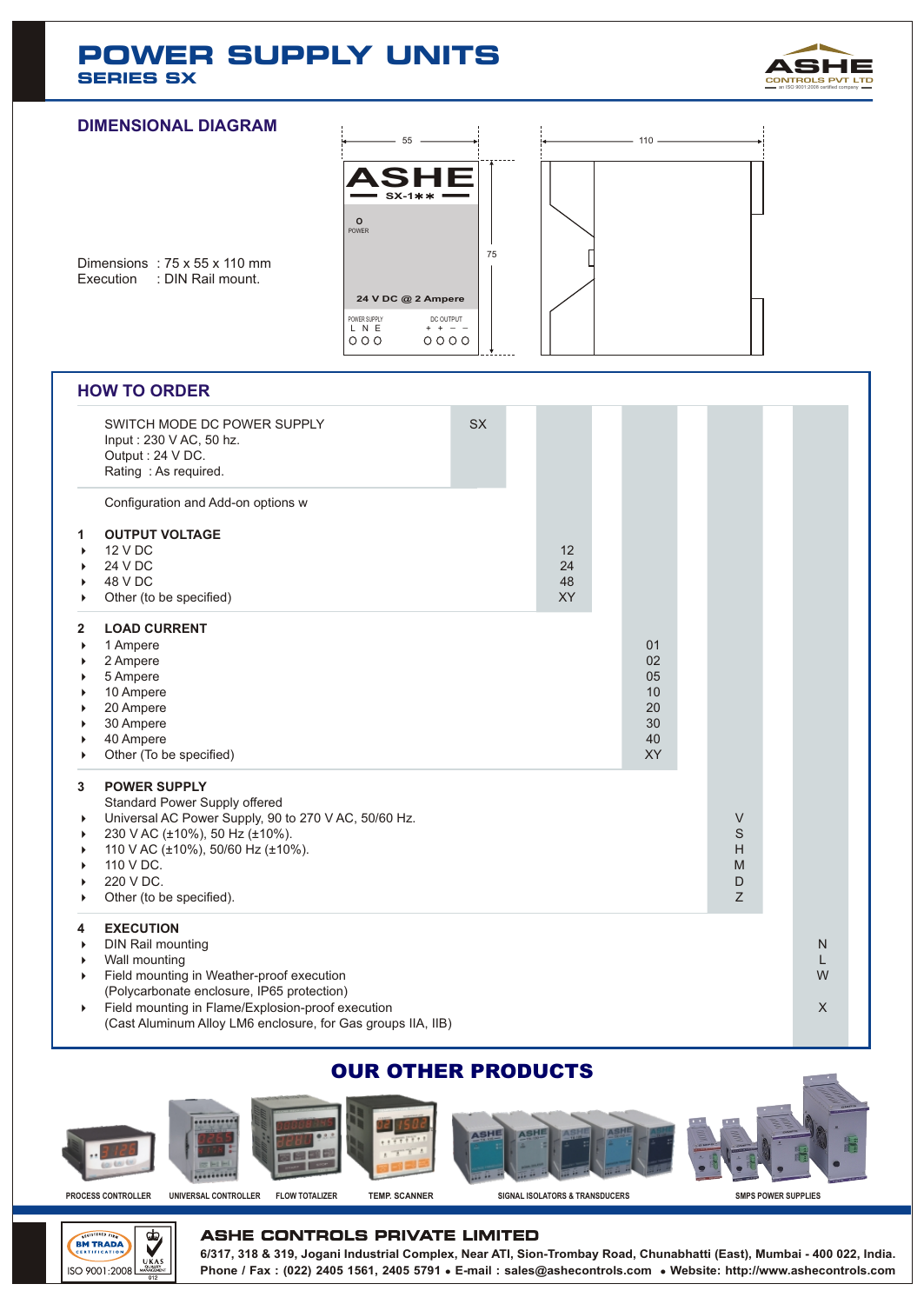# POWER SUPPLY UNITS
## SERIES SX

ASHE CONTROLS PVT LTD
an ISO 9001:2008 certified company

## DIMENSIONAL DIAGRAM

Dimensions : 75 x 55 x 110 mm
Execution : DIN Rail mount.

55
110
75

ASHE
SX-1✱✱
POWER
24 V DC @ 2 Ampere
POWER SUPPLY
L N E
DC OUTPUT
+ + − −

## HOW TO ORDER

SWITCH MODE DC POWER SUPPLY — **SX**
Input : 230 V AC, 50 hz.
Output : 24 V DC.
Rating : As required.

Configuration and Add-on options w

**1 OUTPUT VOLTAGE**

| Option | Code |
|---|---|
| 12 V DC | 12 |
| 24 V DC | 24 |
| 48 V DC | 48 |
| Other (to be specified) | XY |

**2 LOAD CURRENT**

| Option | Code |
|---|---|
| 1 Ampere | 01 |
| 2 Ampere | 02 |
| 5 Ampere | 05 |
| 10 Ampere | 10 |
| 20 Ampere | 20 |
| 30 Ampere | 30 |
| 40 Ampere | 40 |
| Other (To be specified) | XY |

**3 POWER SUPPLY**

Standard Power Supply offered

| Option | Code |
|---|---|
| Universal AC Power Supply, 90 to 270 V AC, 50/60 Hz. | V |
| 230 V AC (±10%), 50 Hz (±10%). | S |
| 110 V AC (±10%), 50/60 Hz (±10%). | H |
| 110 V DC. | M |
| 220 V DC. | D |
| Other (to be specified). | Z |

**4 EXECUTION**

| Option | Code |
|---|---|
| DIN Rail mounting | N |
| Wall mounting | L |
| Field mounting in Weather-proof execution (Polycarbonate enclosure, IP65 protection) | W |
| Field mounting in Flame/Explosion-proof execution (Cast Aluminum Alloy LM6 enclosure, for Gas groups IIA, IIB) | X |

## OUR OTHER PRODUCTS

PROCESS CONTROLLER
UNIVERSAL CONTROLLER
FLOW TOTALIZER
TEMP. SCANNER
SIGNAL ISOLATORS & TRANSDUCERS
SMPS POWER SUPPLIES

BM TRADA CERTIFICATION
ISO 9001:2008
UKAS QUALITY MANAGEMENT 012

### ASHE CONTROLS PRIVATE LIMITED

6/317, 318 & 319, Jogani Industrial Complex, Near ATI, Sion-Trombay Road, Chunabhatti (East), Mumbai - 400 022, India.
Phone / Fax : (022) 2405 1561, 2405 5791 • E-mail : sales@ashecontrols.com • Website: http://www.ashecontrols.com